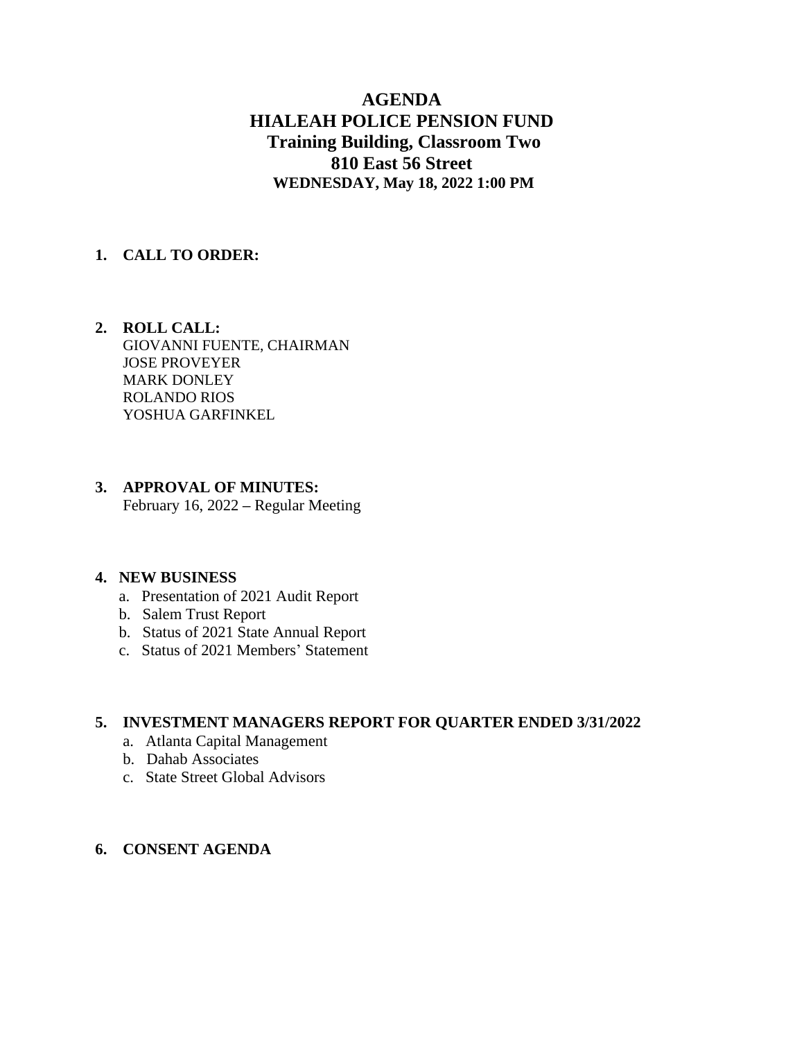# AGENDA
# HIALEAH POLICE PENSION FUND
## Training Building, Classroom Two
## 810 East 56 Street
### WEDNESDAY, May 18, 2022 1:00 PM

**1. CALL TO ORDER:**

**2. ROLL CALL:**
GIOVANNI FUENTE, CHAIRMAN
JOSE PROVEYER
MARK DONLEY
ROLANDO RIOS
YOSHUA GARFINKEL

**3. APPROVAL OF MINUTES:**
February 16, 2022 – Regular Meeting

**4. NEW BUSINESS**

a. Presentation of 2021 Audit Report
b. Salem Trust Report
b. Status of 2021 State Annual Report
c. Status of 2021 Members' Statement

**5. INVESTMENT MANAGERS REPORT FOR QUARTER ENDED 3/31/2022**

a. Atlanta Capital Management
b. Dahab Associates
c. State Street Global Advisors

**6. CONSENT AGENDA**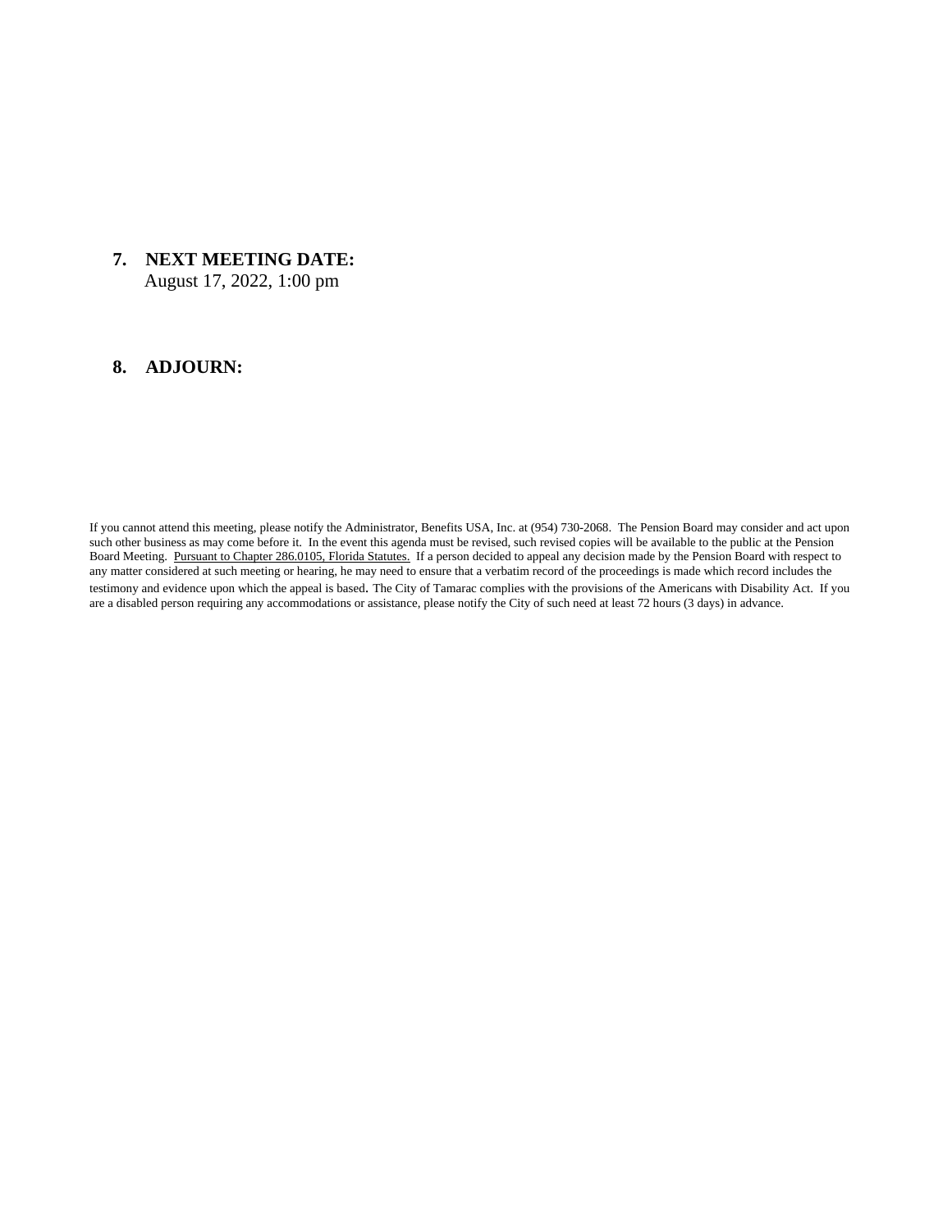**7. NEXT MEETING DATE:**

August 17, 2022, 1:00 pm

**8. ADJOURN:**

If you cannot attend this meeting, please notify the Administrator, Benefits USA, Inc. at (954) 730-2068. The Pension Board may consider and act upon such other business as may come before it. In the event this agenda must be revised, such revised copies will be available to the public at the Pension Board Meeting. Pursuant to Chapter 286.0105, Florida Statutes. If a person decided to appeal any decision made by the Pension Board with respect to any matter considered at such meeting or hearing, he may need to ensure that a verbatim record of the proceedings is made which record includes the testimony and evidence upon which the appeal is based. The City of Tamarac complies with the provisions of the Americans with Disability Act. If you are a disabled person requiring any accommodations or assistance, please notify the City of such need at least 72 hours (3 days) in advance.